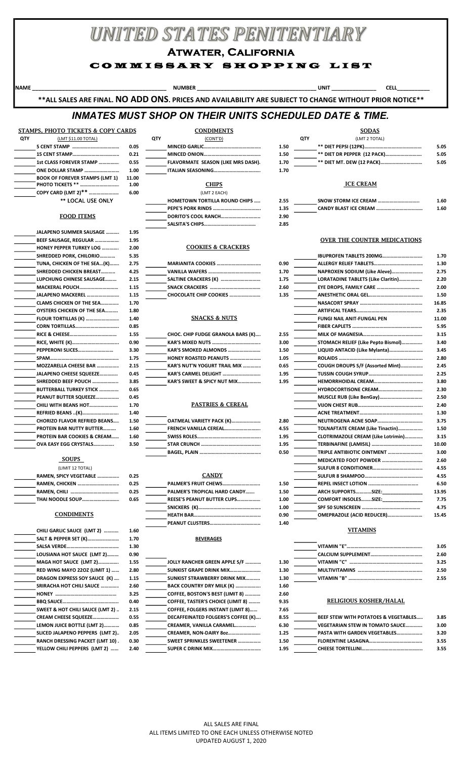# UNITED STATES PENITENTIARY

## ATWATER, CALIFORNIA

## COMMISSARY SHOPPING LIST

NAME ______________________ NUMBER ______________________ UNIT ____________ CELL __________

**ALL SALES ARE FINAL. NO ADD ONS. PRICES AND AVAILABILITY ARE SUBJECT TO CHANGE WITHOUT PRIOR NOTICE**

## *INMATES MUST SHOP ON THEIR UNITS SCHEDULED DATE & TIME.*

### STAMPS, PHOTO TICKETS & COPY CARDS

(LMT $11.00 TOTAL)

| QTY | Item | Price |
|---|---|---|
| | 5 CENT STAMP | 0.05 |
| | 15 CENT STAMP | 0.21 |
| | 1st CLASS FOREVER STAMP | 0.55 |
| | ONE DOLLAR STAMP | 1.00 |
| | BOOK OF FOREVER STAMPS (LMT 1) | 11.00 |
| | PHOTO TICKETS ** | 1.00 |
| | COPY CARD (LMT 2)** | 6.00 |

** LOCAL USE ONLY

### FOOD ITEMS

| QTY | Item | Price |
|---|---|---|
| | JALAPENO SUMMER SAUSAGE | 1.95 |
| | BEEF SAUSAGE, REGULAR | 1.95 |
| | HONEY PEPPER TURKEY LOG | 2.00 |
| | SHREDDED PORK, CHILORIO | 5.35 |
| | TUNA, CHICKEN OF THE SEA...(K) | 2.75 |
| | SHREDDED CHICKEN BREAST | 4.25 |
| | LUPCHUNG CHINESE SAUSAGE | 2.15 |
| | MACKERAL POUCH | 1.15 |
| | JALAPENO MACKEREL | 1.15 |
| | CLAMS CHICKEN OF THE SEA | 1.70 |
| | OYSTERS CHICKEN OF THE SEA | 1.80 |
| | FLOUR TORTILLAS (K) | 1.40 |
| | CORN TORTILLAS | 0.85 |
| | RICE & CHEESE | 1.55 |
| | RICE, WHITE (K) | 0.90 |
| | PEPPERONI SLICES | 3.30 |
| | SPAM | 1.75 |
| | MOZZARELLA CHEESE BAR | 2.15 |
| | JALAPENO CHEESE SQUEEZE | 0.45 |
| | SHREDDED BEEF POUCH | 3.85 |
| | BUTTERBALL TURKEY STICK | 0.65 |
| | PEANUT BUTTER SQUEEZE | 0.45 |
| | CHILI WITH BEANS HOT | 1.70 |
| | REFRIED BEANS ..(K) | 1.40 |
| | CHORIZO FLAVOR REFRIED BEANS | 1.50 |
| | PROTEIN BAR NUTTY BUTTER | 1.60 |
| | PROTEIN BAR COOKIES & CREAM | 1.60 |
| | OVA EASY EGG CRYSTALS | 3.50 |

### SOUPS

(LIMIT 12 TOTAL)

| QTY | Item | Price |
|---|---|---|
| | RAMEN, SPICY VEGETABLE | 0.25 |
| | RAMEN, CHICKEN | 0.25 |
| | RAMEN, CHILI | 0.25 |
| | THAI NOODLE SOUP | 0.65 |

### CONDIMENTS

| QTY | Item | Price |
|---|---|---|
| | CHILI GARLIC SAUCE (LMT 2) | 1.60 |
| | SALT & PEPPER SET (K) | 1.70 |
| | SALSA VERDE | 1.30 |
| | LOUSIANA HOT SAUCE (LMT 2) | 0.90 |
| | MAGA HOT SAUCE (LMT 2) | 1.55 |
| | RED WING MAYO 22OZ (LIMIT 1) | 2.80 |
| | DRAGON EXPRESS SOY SAUCE (K) | 1.15 |
| | SRIRACHA HOT CHILI SAUCE | 2.60 |
| | HONEY | 3.25 |
| | BBQ SAUCE | 0.40 |
| | SWEET & HOT CHILI SAUCE (LMT 2) | 2.15 |
| | CREAM CHEESE SQUEEZE | 0.55 |
| | LEMON JUICE BOTTLE (LMT 2) | 0.85 |
| | SLICED JALAPENO PEPPERS (LMT 2) | 2.05 |
| | RANCH DRESSING PACKET (LMT 10) | 0.30 |
| | YELLOW CHILI PEPPERS (LMT 2) | 2.40 |

### CONDIMENTS

(CONT'D)

| QTY | Item | Price |
|---|---|---|
| | MINCED GARLIC | 1.50 |
| | MINCED ONION | 1.50 |
| | FLAVORMATE SEASON (LIKE MRS DASH) | 1.70 |
| | ITALIAN SEASONING | 1.70 |

### CHIPS

(LMT 2 EACH)

| QTY | Item | Price |
|---|---|---|
| | HOMETOWN TORTILLA ROUND CHIPS | 2.55 |
| | PEPE'S PORK RINDS | 1.35 |
| | DORITO'S COOL RANCH | 2.90 |
| | SALSITA'S CHIPS | 2.85 |

### COOKIES & CRACKERS

| QTY | Item | Price |
|---|---|---|
| | MARIANITA COOKIES | 0.90 |
| | VANILLA WAFERS | 1.70 |
| | SALTINE CRACKERS (K) | 1.75 |
| | SNACK CRACKERS | 2.60 |
| | CHOCOLATE CHIP COOKIES | 1.35 |

### SNACKS & NUTS

| QTY | Item | Price |
|---|---|---|
| | CHOC. CHIP FUDGE GRANOLA BARS (K) | 2.55 |
| | KAR'S MIXED NUTS | 3.00 |
| | KAR'S SMOKED ALMONDS | 1.50 |
| | HONEY ROASTED PEANUTS | 1.05 |
| | KAR'S NUT'N YOGURT TRAIL MIX | 0.65 |
| | KAR'S CARMEL DELIGHT | 1.95 |
| | KAR'S SWEET & SPICY NUT MIX | 1.95 |

### PASTRIES & CEREAL

| QTY | Item | Price |
|---|---|---|
| | OATMEAL VARIETY PACK (K) | 2.80 |
| | FRENCH VANILLA CEREAL | 4.55 |
| | SWISS ROLES | 1.95 |
| | STAR CRUNCH | 1.95 |
| | BAGEL, PLAIN | 0.50 |

### CANDY

| QTY | Item | Price |
|---|---|---|
| | PALMER'S FRUIT CHEWS | 1.50 |
| | PALMER'S TROPICAL HARD CANDY | 1.50 |
| | REESE'S PEANUT BUTTER CUPS | 1.00 |
| | SNICKERS (K) | 1.00 |
| | HEATH BAR | 0.90 |
| | PEANUT CLUSTERS | 1.40 |

### BEVERAGES

| QTY | Item | Price |
|---|---|---|
| | JOLLY RANCHER GREEN APPLE S/F | 1.30 |
| | SUNKIST GRAPE DRINK MIX | 1.30 |
| | SUNKIST STRAWBERRY DRINK MIX | 1.30 |
| | BACK COUNTRY DRY MILK (K) | 1.60 |
| | COFFEE, BOSTON'S BEST (LIMIT 8) | 2.60 |
| | COFFEE, TASTER'S CHOICE (LIMIT 8) | 9.35 |
| | COFFEE, FOLGERS INSTANT (LIMIT 8) | 7.65 |
| | DECAFFEINATED FOLGERS'S COFFEE (K) | 8.55 |
| | CREAMER, VANILLA CARAMEL | 6.30 |
| | CREAMER, NON-DAIRY 8oz | 1.25 |
| | SWEET SPRINKLES SWEETENER | 1.50 |
| | SUPER C DRINK MIX | 1.95 |

### SODAS

(LMT 2 TOTAL)

| QTY | Item | Price |
|---|---|---|
| | ** DIET PEPSI (12PK) | 5.05 |
| | ** DIET DR PEPPER (12 PACK) | 5.05 |
| | ** DIET MT. DEW (12 PACK) | 5.05 |

### ICE CREAM

| QTY | Item | Price |
|---|---|---|
| | SNOW STORM ICE CREAM | 1.60 |
| | CANDY BLAST ICE CREAM | 1.60 |

### OVER THE COUNTER MEDICATIONS

| QTY | Item | Price |
|---|---|---|
| | IBUPROFEN TABLETS 200MG | 1.70 |
| | ALLERGY RELIEF TABLETS | 1.30 |
| | NAPROXEN SODIUM (Like Aleve) | 2.75 |
| | LORATADINE TABLETS (Like Claritin) | 2.20 |
| | EYE DROPS, FAMILY CARE | 2.00 |
| | ANESTHETIC ORAL GEL | 1.50 |
| | NASACORT SPRAY | 16.85 |
| | ARTIFICAL TEARS | 2.35 |
| | FUNGI NAIL ANIT-FUNGAL PEN | 11.00 |
| | FIBER CAPLETS | 5.95 |
| | MILK OF MAGNESIA | 3.15 |
| | STOMACH RELIEF (Like Pepto Bismol) | 3.40 |
| | LIQUID ANTACID (Like Mylanta) | 3.45 |
| | ROLAIDS | 2.80 |
| | COUGH DROUPS S/F (Assorted Mint) | 2.45 |
| | TUSSIN COUGH SYRUP | 2.25 |
| | HEMORRHOIDAL CREAM | 3.80 |
| | HYDROCORTISONE CREAM | 2.30 |
| | MUSCLE RUB (Like BenGay) | 2.50 |
| | VIJON CHEST RUB | 2.40 |
| | ACNE TREATMENT | 1.30 |
| | NEUTROGENA ACNE SOAP | 3.75 |
| | TOLNAFTATE CREAM (Like Tinactin) | 1.50 |
| | CLOTRIMAZOLE CREAM (Like Lotrimin) | 3.15 |
| | TERBINAFINE (LAMISIL) | 10.00 |
| | TRIPLE ANTIBIOTIC OINTMENT | 3.00 |
| | MEDICATED FOOT POWDER | 2.60 |
| | SULFUR 8 CONDITIONER | 4.55 |
| | SULFUR 8 SHAMPOO | 4.55 |
| | REPEL INSECT LOTION | 6.50 |
| | ARCH SUPPORTS........SIZE:__________ | 13.95 |
| | COMFORT INSOLES......SIZE:__________ | 7.75 |
| | SPF 50 SUNSCREEN | 4.75 |
| | OMEPRAZOLE (ACID REDUCER) | 15.45 |

### VITAMINS

| QTY | Item | Price |
|---|---|---|
| | VITAMIN "E" | 3.05 |
| | CALCIUM SUPPLEMENT | 2.60 |
| | VITAMIN "C" | 3.25 |
| | MULTIVITAMINS | 2.50 |
| | VITAMIN "B" | 2.55 |

### RELIGIOUS KOSHER/HALAL

| QTY | Item | Price |
|---|---|---|
| | BEEF STEW WITH POTATOES & VEGETABLES | 3.85 |
| | VEGETARIAN STEW IN TOMATO SAUCE | 3.00 |
| | PASTA WITH GARDEN VEGETABLES | 3.20 |
| | FLORENTINE LASAGNA | 3.55 |
| | CHEESE TORTELLINI | 3.55 |

ALL SALES ARE FINAL
ALL ITEMS LIMITED TO ONE EACH UNLESS OTHERWISE NOTED
UPDATED AUGUST 1, 2020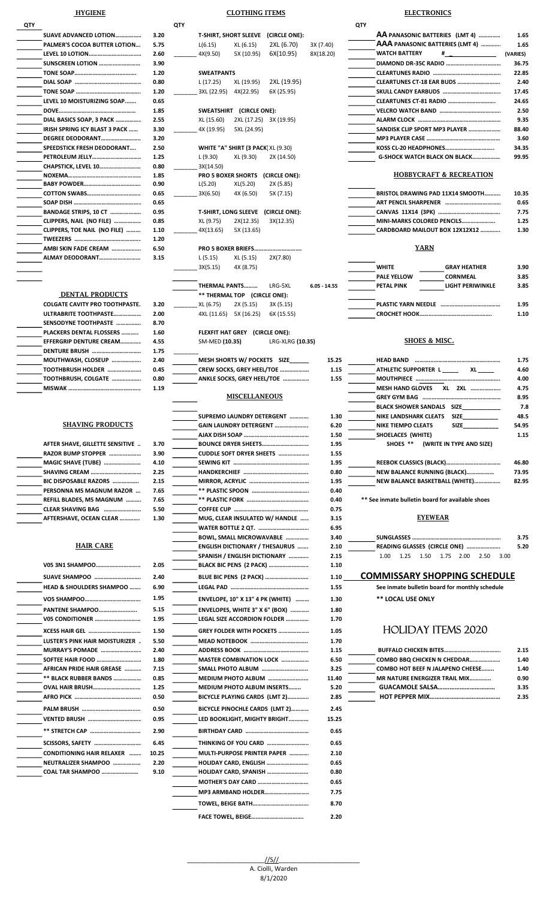## HYGIENE

| QTY | Item | Price |
|---|---|---|
| | SUAVE ADVANCED LOTION | 3.20 |
| | PALMER'S COCOA BUTTER LOTION | 5.75 |
| | LEVEL 10 LOTION | 2.60 |
| | SUNSCREEN LOTION | 3.90 |
| | TONE SOAP | 1.20 |
| | DIAL SOAP | 0.80 |
| | TONE SOAP | 1.20 |
| | LEVEL 10 MOISTURIZING SOAP | 0.65 |
| | DOVE | 1.85 |
| | DIAL BASICS SOAP, 3 PACK | 2.55 |
| | IRISH SPRING ICY BLAST 3 PACK | 3.30 |
| | DEGREE DEODORANT | 3.20 |
| | SPEEDSTICK FRESH DEODORANT | 2.50 |
| | PETROLEUM JELLY | 1.25 |
| | CHAPSTICK, LEVEL 10 | 0.80 |
| | NOXEMA | 1.85 |
| | BABY POWDER | 0.90 |
| | COTTON SWABS | 0.65 |
| | SOAP DISH | 0.65 |
| | BANDAGE STRIPS, 10 CT | 0.95 |
| | CLIPPERS, NAIL (NO FILE) | 0.85 |
| | CLIPPERS, TOE NAIL (NO FILE) | 1.10 |
| | TWEEZERS | 1.20 |
| | AMBI SKIN FADE CREAM | 6.50 |
| | ALMAY DEODORANT | 3.15 |

## DENTAL PRODUCTS

| QTY | Item | Price |
|---|---|---|
| | COLGATE CAVITY PRO TOOTHPASTE. | 3.20 |
| | ULTRABRITE TOOTHPASTE | 2.00 |
| | SENSODYNE TOOTHPASTE | 8.70 |
| | PLACKERS DENTAL FLOSSERS | 1.60 |
| | EFFERGRIP DENTURE CREAM | 4.55 |
| | DENTURE BRUSH | 1.75 |
| | MOUTHWASH, CLOSEUP | 2.40 |
| | TOOTHBRUSH HOLDER | 0.45 |
| | TOOTHBRUSH, COLGATE | 0.80 |
| | MISWAK | 1.19 |

## SHAVING PRODUCTS

| QTY | Item | Price |
|---|---|---|
| | AFTER SHAVE, GILLETTE SENSITIVE | 3.70 |
| | RAZOR BUMP STOPPER | 3.90 |
| | MAGIC SHAVE (TUBE) | 4.10 |
| | SHAVING CREAM | 2.25 |
| | BIC DISPOSABLE RAZORS | 2.15 |
| | PERSONNA M5 MAGNUM RAZOR | 7.65 |
| | REFILL BLADES, M5 MAGNUM | 7.65 |
| | CLEAR SHAVING BAG | 5.50 |
| | AFTERSHAVE, OCEAN CLEAR | 1.30 |

## HAIR CARE

| QTY | Item | Price |
|---|---|---|
| | V05 3N1 SHAMPOO | 2.05 |
| | SUAVE SHAMPOO | 2.40 |
| | HEAD & SHOULDERS SHAMPOO | 6.90 |
| | VO5 SHAMPOO | 1.95 |
| | PANTENE SHAMPOO | 5.15 |
| | V05 CONDITIONER | 1.95 |
| | XCESS HAIR GEL | 1.50 |
| | LUSTER'S PINK HAIR MOISTURIZER | 5.50 |
| | MURRAY'S POMADE | 2.40 |
| | SOFTEE HAIR FOOD | 1.80 |
| | AFRICAN PRIDE HAIR GREASE | 7.15 |
| | ** BLACK RUBBER BANDS | 0.85 |
| | OVAL HAIR BRUSH | 1.25 |
| | AFRO PICK | 0.50 |
| | PALM BRUSH | 0.50 |
| | VENTED BRUSH | 0.95 |
| | ** STRETCH CAP | 2.90 |
| | SCISSORS, SAFETY | 6.45 |
| | CONDITIONING HAIR RELAXER | 10.25 |
| | NEUTRALIZER SHAMPOO | 2.20 |
| | COAL TAR SHAMPOO | 9.10 |

## CLOTHING ITEMS

| QTY | Item |
|---|---|
| | T-SHIRT, SHORT SLEEVE (CIRCLE ONE): L(6.15) XL (6.15) 2XL (6.70) 3X (7.40) 4X(9.50) 5X (10.95) 6X(10.95) 8X(18.20) |
| | SWEATPANTS L (17.25) XL (19.95) 2XL (19.95) 3XL (22.95) 4X(22.95) 6X (25.95) |
| | SWEATSHIRT (CIRCLE ONE): XL (15.60) 2XL (17.25) 3X (19.95) 4X (19.95) 5XL (24.95) |
| | WHITE "A" SHIRT (3 PACK) XL (9.30) L (9.30) XL (9.30) 2X (14.50) 3X(14.50) |
| | PRO 5 BOXER SHORTS (CIRCLE ONE): L(5.20) XL(5.20) 2X (5.85) 3X(6.50) 4X (6.50) 5X (7.15) |
| | T-SHIRT, LONG SLEEVE (CIRCLE ONE): XL (9.75) 2X(12.35) 3X(12.35) 4X(13.65) 5X (13.65) |
| | PRO 5 BOXER BRIEFS L (5.15) XL (5.15) 2X(7.80) 3X(5.15) 4X (8.75) |
| | THERMAL PANTS LRG-5XL 6.05 - 14.55 |
| | ** THERMAL TOP (CIRCLE ONE): XL (6.75) 2X (5.15) 3X (5.15) 4XL (11.65) 5X (16.25) 6X (15.55) |
| | FLEXFIT HAT GREY (CIRCLE ONE): SM-MED (10.35) LRG-XLRG (10.35) |

| QTY | Item | Price |
|---|---|---|
| | MESH SHORTS W/ POCKETS SIZE______ | 15.25 |
| | CREW SOCKS, GREY HEEL/TOE | 1.15 |
| | ANKLE SOCKS, GREY HEEL/TOE | 1.55 |

## MISCELLANEOUS

| QTY | Item | Price |
|---|---|---|
| | SUPREMO LAUNDRY DETERGENT | 1.30 |
| | GAIN LAUNDRY DETERGENT | 6.20 |
| | AJAX DISH SOAP | 1.50 |
| | BOUNCE DRYER SHEETS | 1.95 |
| | CUDDLE SOFT DRYER SHEETS | 1.55 |
| | SEWING KIT | 1.95 |
| | HANDKERCHIEF | 0.80 |
| | MIRROR, ACRYLIC | 1.95 |
| | ** PLASTIC SPOON | 0.40 |
| | ** PLASTIC FORK | 0.40 |
| | COFFEE CUP | 0.75 |
| | MUG, CLEAR INSULATED W/ HANDLE | 3.15 |
| | WATER BOTTLE 2 QT. | 6.95 |
| | BOWL, SMALL MICROWAVABLE | 3.40 |
| | ENGLISH DICTIONARY / THESAURUS | 2.10 |
| | SPANISH / ENGLISH DICTIONARY | 2.15 |
| | BLACK BIC PENS (2 PACK) | 1.10 |
| | BLUE BIC PENS (2 PACK) | 1.10 |
| | LEGAL PAD | 1.55 |
| | ENVELOPE, 10" X 13" 4 PK (WHITE) | 1.30 |
| | ENVELOPES, WHITE 3" X 6" (BOX) | 1.80 |
| | LEGAL SIZE ACCORDION FOLDER | 1.70 |
| | GREY FOLDER WITH POCKETS | 1.05 |
| | MEAD NOTEBOOK | 1.70 |
| | ADDRESS BOOK | 1.15 |
| | MASTER COMBINATION LOCK | 6.50 |
| | SMALL PHOTO ALBUM | 3.25 |
| | MEDIUM PHOTO ALBUM | 11.40 |
| | MEDIUM PHOTO ALBUM INSERTS | 5.20 |
| | BICYCLE PLAYING CARDS (LMT 2) | 2.85 |
| | BICYCLE PINOCHLE CARDS (LMT 2) | 2.45 |
| | LED BOOKLIGHT, MIGHTY BRIGHT | 15.25 |
| | BIRTHDAY CARD | 0.65 |
| | THINKING OF YOU CARD | 0.65 |
| | MULTI-PURPOSE PRINTER PAPER | 2.10 |
| | HOLIDAY CARD, ENGLISH | 0.65 |
| | HOLIDAY CARD, SPANISH | 0.80 |
| | MOTHER'S DAY CARD | 0.65 |
| | MP3 ARMBAND HOLDER | 7.75 |
| | TOWEL, BEIGE BATH | 8.70 |
| | FACE TOWEL, BEIGE | 2.20 |

## ELECTRONICS

| QTY | Item | Price |
|---|---|---|
| | AA PANASONIC BATTERIES (LMT 4) | 1.65 |
| | AAA PANASONIC BATTERIES (LMT 4) | 1.65 |
| | WATCH BATTERY #________ | (VARIES) |
| | DIAMOND DR-35C RADIO | 36.75 |
| | CLEARTUNES RADIO | 22.85 |
| | CLEARTUNES CT-18 EAR BUDS | 2.40 |
| | SKULL CANDY EARBUDS | 17.45 |
| | CLEARTUNES CT-81 RADIO | 24.65 |
| | VELCRO WATCH BAND | 2.50 |
| | ALARM CLOCK | 9.35 |
| | SANDISK CLIP SPORT MP3 PLAYER | 88.40 |
| | MP3 PLAYER CASE | 3.60 |
| | KOSS CL-20 HEADPHONES | 34.35 |
| | G-SHOCK WATCH BLACK ON BLACK | 99.95 |

## HOBBYCRAFT & RECREATION

| QTY | Item | Price |
|---|---|---|
| | BRISTOL DRAWING PAD 11X14 SMOOTH | 10.35 |
| | ART PENCIL SHARPENER | 0.65 |
| | CANVAS 11X14 (3PK) | 7.75 |
| | MINI-MARKS COLORED PENCILS | 1.25 |
| | CARDBOARD MAILOUT BOX 12X12X12 | 1.30 |

## YARN

| QTY | Color | QTY | Color | Price |
|---|---|---|---|---|
| | WHITE | | GRAY HEATHER | 3.90 |
| | PALE YELLOW | | CORNMEAL | 3.85 |
| | PETAL PINK | | LIGHT PERIWINKLE | 3.85 |

| QTY | Item | Price |
|---|---|---|
| | PLASTIC YARN NEEDLE | 1.95 |
| | CROCHET HOOK | 1.10 |

## SHOES & MISC.

| QTY | Item | Price |
|---|---|---|
| | HEAD BAND | 1.75 |
| | ATHLETIC SUPPORTER L _____ XL _____ | 4.60 |
| | MOUTHPIECE | 4.00 |
| | MESH HAND GLOVES XL 2XL | 4.75 |
| | GREY GYM BAG | 8.95 |
| | BLACK SHOWER SANDALS SIZE__________ | 7.8 |
| | NIKE LANDSHARK CLEATS SIZE__________ | 48.5 |
| | NIKE TIEMPO CLEATS SIZE__________ | 54.95 |
| | SHOELACES (WHITE) | 1.15 |
| | SHOES ** (WRITE IN TYPE AND SIZE) | |
| | REEBOK CLASSICS (BLACK) | 46.80 |
| | NEW BALANCE RUNNING (BLACK) | 73.95 |
| | NEW BALANCE BASKETBALL (WHITE) | 82.95 |

** See inmate bulletin board for available shoes

## EYEWEAR

| QTY | Item | Price |
|---|---|---|
| | SUNGLASSES | 3.75 |
| | READING GLASSES (CIRCLE ONE) 1.00 1.25 1.50 1.75 2.00 2.50 3.00 | 5.20 |

## COMMISSARY SHOPPING SCHEDULE

See inmate bulletin board for monthly schedule

** LOCAL USE ONLY

## HOLIDAY ITEMS 2020

| QTY | Item | Price |
|---|---|---|
| | BUFFALO CHICKEN BITES | 2.15 |
| | COMBO BBQ CHICKEN N CHEDDAR | 1.40 |
| | COMBO HOT BEEF N JALAPENO CHEESE | 1.40 |
| | MR NATURE ENERGIZER TRAIL MIX | 0.90 |
| | GUACAMOLE SALSA | 3.35 |
| | HOT PEPPER MIX | 2.35 |

//S//

A. Ciolli, Warden

8/1/2020